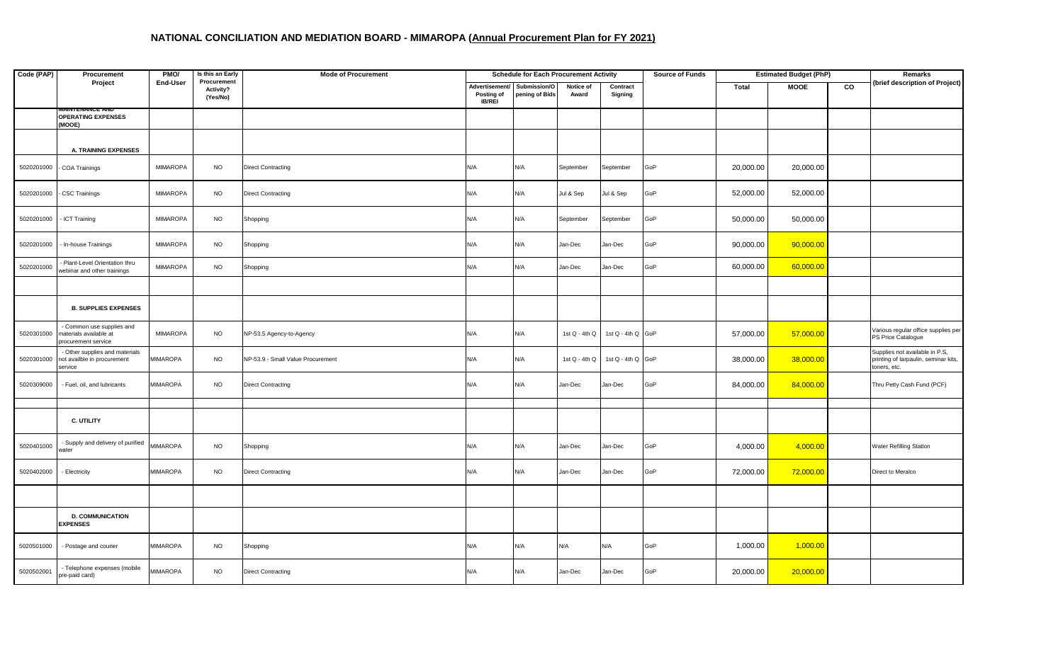# NATIONAL CONCILIATION AND MEDIATION BOARD - MIMAROPA (Annual Procurement Plan for FY 2021)

| Code (PAP) | Procurement Project | PMO/ End-User | Is this an Early Procurement Activity? (Yes/No) | Mode of Procurement | Schedule for Each Procurement Activity | | | | Source of Funds | Estimated Budget (PhP) | | | Remarks (brief description of Project) |
|---|---|---|---|---|---|---|---|---|---|---|---|---|---|
| | | | | | Advertisement/ Posting of IB/REI | Submission/Opening of Bids | Notice of Award | Contract Signing | | Total | MOOE | CO | |
| | MAINTENANCE AND OPERATING EXPENSES (MOOE) | | | | | | | | | | | | |
| | A. TRAINING EXPENSES | | | | | | | | | | | | |
| 5020201000 | - COA Trainings | MIMAROPA | NO | Direct Contracting | N/A | N/A | September | September | GoP | 20,000.00 | 20,000.00 | | |
| 5020201000 | - CSC Trainings | MIMAROPA | NO | Direct Contracting | N/A | N/A | Jul & Sep | Jul & Sep | GoP | 52,000.00 | 52,000.00 | | |
| 5020201000 | - ICT Training | MIMAROPA | NO | Shopping | N/A | N/A | September | September | GoP | 50,000.00 | 50,000.00 | | |
| 5020201000 | - In-house Trainings | MIMAROPA | NO | Shopping | N/A | N/A | Jan-Dec | Jan-Dec | GoP | 90,000.00 | 90,000.00 | | |
| 5020201000 | - Plant-Level Orientation thru webinar and other trainings | MIMAROPA | NO | Shopping | N/A | N/A | Jan-Dec | Jan-Dec | GoP | 60,000.00 | 60,000.00 | | |
| | | | | | | | | | | | | | |
| | B. SUPPLIES EXPENSES | | | | | | | | | | | | |
| 5020301000 | - Common use supplies and materials available at procurement service | MIMAROPA | NO | NP-53.5 Agency-to-Agency | N/A | N/A | 1st Q - 4th Q | 1st Q - 4th Q | GoP | 57,000.00 | 57,000.00 | | Various regular office supplies per PS Price Catalogue |
| 5020301000 | - Other supplies and materials not availble in procurement service | MIMAROPA | NO | NP-53.9 - Small Value Procurement | N/A | N/A | 1st Q - 4th Q | 1st Q - 4th Q | GoP | 38,000.00 | 38,000.00 | | Supplies not available in P.S, printing of tarpaulin, seminar kits, toners, etc. |
| 5020309000 | - Fuel, oil, and lubricants | MIMAROPA | NO | Direct Contracting | N/A | N/A | Jan-Dec | Jan-Dec | GoP | 84,000.00 | 84,000.00 | | Thru Petty Cash Fund (PCF) |
| | | | | | | | | | | | | | |
| | C. UTILITY | | | | | | | | | | | | |
| 5020401000 | - Supply and delivery of purified water | MIMAROPA | NO | Shopping | N/A | N/A | Jan-Dec | Jan-Dec | GoP | 4,000.00 | 4,000.00 | | Water Refilling Station |
| 5020402000 | - Electricity | MIMAROPA | NO | Direct Contracting | N/A | N/A | Jan-Dec | Jan-Dec | GoP | 72,000.00 | 72,000.00 | | Direct to Meralco |
| | | | | | | | | | | | | | |
| | D. COMMUNICATION EXPENSES | | | | | | | | | | | | |
| 5020501000 | - Postage and courier | MIMAROPA | NO | Shopping | N/A | N/A | N/A | N/A | GoP | 1,000.00 | 1,000.00 | | |
| 5020502001 | - Telephone expenses (mobile pre-paid card) | MIMAROPA | NO | Direct Contracting | N/A | N/A | Jan-Dec | Jan-Dec | GoP | 20,000.00 | 20,000.00 | | |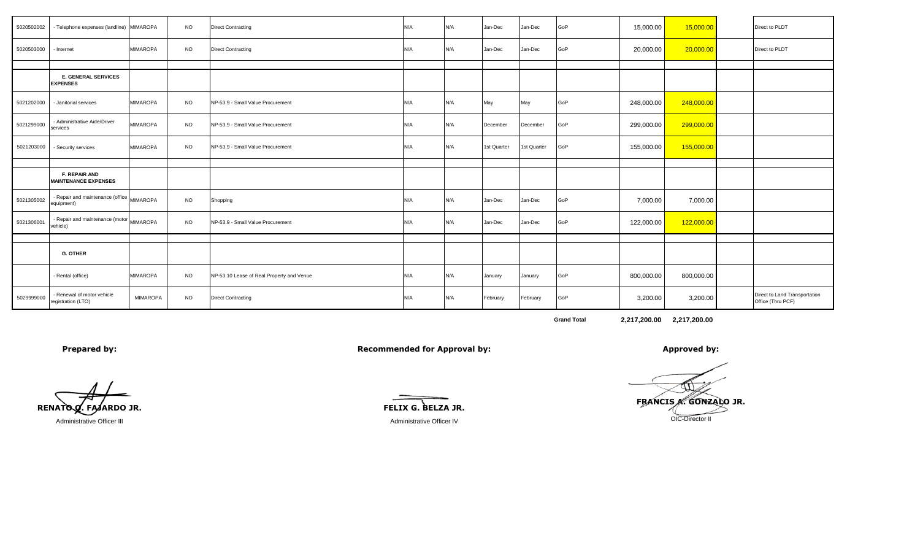| | | | | | | | | | | | | | |
|---|---|---|---|---|---|---|---|---|---|---|---|---|---|
| 5020502002 | - Telephone expenses (landline) | MIMAROPA | NO | Direct Contracting | N/A | N/A | Jan-Dec | Jan-Dec | GoP | 15,000.00 | 15,000.00 | | Direct to PLDT |
| 5020503000 | - Internet | MIMAROPA | NO | Direct Contracting | N/A | N/A | Jan-Dec | Jan-Dec | GoP | 20,000.00 | 20,000.00 | | Direct to PLDT |
| | | | | | | | | | | | | | |
| | **E. GENERAL SERVICES EXPENSES** | | | | | | | | | | | | |
| 5021202000 | - Janitorial services | MIMAROPA | NO | NP-53.9 - Small Value Procurement | N/A | N/A | May | May | GoP | 248,000.00 | 248,000.00 | | |
| 5021299000 | - Administrative Aide/Driver services | MIMAROPA | NO | NP-53.9 - Small Value Procurement | N/A | N/A | December | December | GoP | 299,000.00 | 299,000.00 | | |
| 5021203000 | - Security services | MIMAROPA | NO | NP-53.9 - Small Value Procurement | N/A | N/A | 1st Quarter | 1st Quarter | GoP | 155,000.00 | 155,000.00 | | |
| | | | | | | | | | | | | | |
| | **F. REPAIR AND MAINTENANCE EXPENSES** | | | | | | | | | | | | |
| 5021305002 | - Repair and maintenance (office equipment) | MIMAROPA | NO | Shopping | N/A | N/A | Jan-Dec | Jan-Dec | GoP | 7,000.00 | 7,000.00 | | |
| 5021306001 | - Repair and maintenance (motor vehicle) | MIMAROPA | NO | NP-53.9 - Small Value Procurement | N/A | N/A | Jan-Dec | Jan-Dec | GoP | 122,000.00 | 122,000.00 | | |
| | | | | | | | | | | | | | |
| | **G. OTHER** | | | | | | | | | | | | |
| | - Rental (office) | MIMAROPA | NO | NP-53.10 Lease of Real Property and Venue | N/A | N/A | January | January | GoP | 800,000.00 | 800,000.00 | | |
| 5029999000 | - Renewal of motor vehicle registration (LTO) | MIMAROPA | NO | Direct Contracting | N/A | N/A | February | February | GoP | 3,200.00 | 3,200.00 | | Direct to Land Transportation Office (Thru PCF) |
| | | | | | | | | | **Grand Total** | **2,217,200.00** | **2,217,200.00** | | |

**Prepared by:**

**RENATO Q. FAJARDO JR.**
Administrative Officer III

**Recommended for Approval by:**

**FELIX G. BELZA JR.**
Administrative Officer IV

**Approved by:**

**FRANCIS A. GONZALO JR.**
OIC-Director II